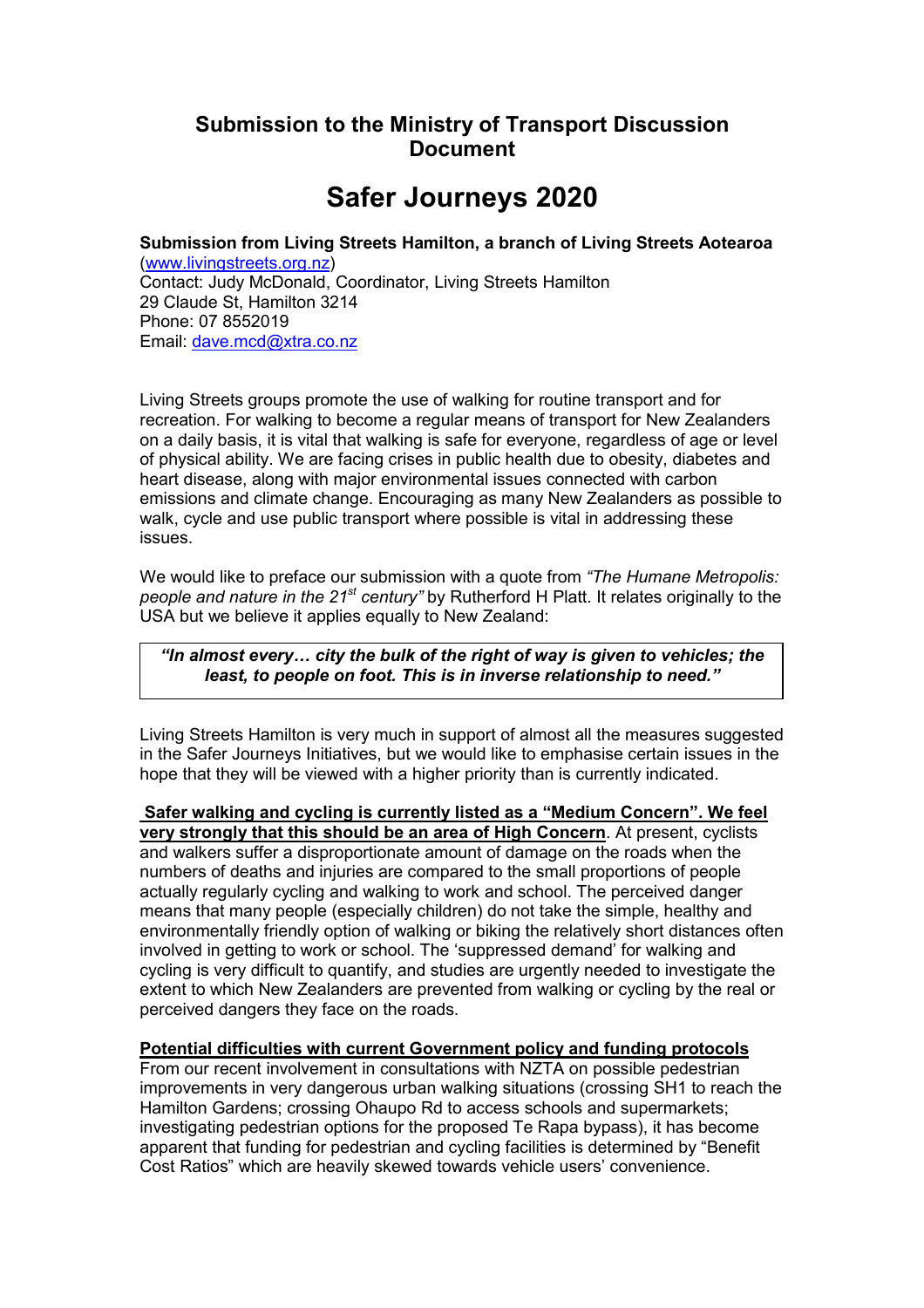## Submission to the Ministry of Transport Discussion Document

# Safer Journeys 2020

**Submission from Living Streets Hamilton, a branch of Living Streets Aotearoa**
(www.livingstreets.org.nz)
Contact: Judy McDonald, Coordinator, Living Streets Hamilton
29 Claude St, Hamilton 3214
Phone: 07 8552019
Email: dave.mcd@xtra.co.nz

Living Streets groups promote the use of walking for routine transport and for recreation. For walking to become a regular means of transport for New Zealanders on a daily basis, it is vital that walking is safe for everyone, regardless of age or level of physical ability. We are facing crises in public health due to obesity, diabetes and heart disease, along with major environmental issues connected with carbon emissions and climate change. Encouraging as many New Zealanders as possible to walk, cycle and use public transport where possible is vital in addressing these issues.

We would like to preface our submission with a quote from *"The Humane Metropolis: people and nature in the 21st century"* by Rutherford H Platt. It relates originally to the USA but we believe it applies equally to New Zealand:

> ***"In almost every… city the bulk of the right of way is given to vehicles; the least, to people on foot. This is in inverse relationship to need."***

Living Streets Hamilton is very much in support of almost all the measures suggested in the Safer Journeys Initiatives, but we would like to emphasise certain issues in the hope that they will be viewed with a higher priority than is currently indicated.

**Safer walking and cycling is currently listed as a "Medium Concern". We feel very strongly that this should be an area of High Concern**. At present, cyclists and walkers suffer a disproportionate amount of damage on the roads when the numbers of deaths and injuries are compared to the small proportions of people actually regularly cycling and walking to work and school. The perceived danger means that many people (especially children) do not take the simple, healthy and environmentally friendly option of walking or biking the relatively short distances often involved in getting to work or school. The 'suppressed demand' for walking and cycling is very difficult to quantify, and studies are urgently needed to investigate the extent to which New Zealanders are prevented from walking or cycling by the real or perceived dangers they face on the roads.

**Potential difficulties with current Government policy and funding protocols**

From our recent involvement in consultations with NZTA on possible pedestrian improvements in very dangerous urban walking situations (crossing SH1 to reach the Hamilton Gardens; crossing Ohaupo Rd to access schools and supermarkets; investigating pedestrian options for the proposed Te Rapa bypass), it has become apparent that funding for pedestrian and cycling facilities is determined by "Benefit Cost Ratios" which are heavily skewed towards vehicle users' convenience.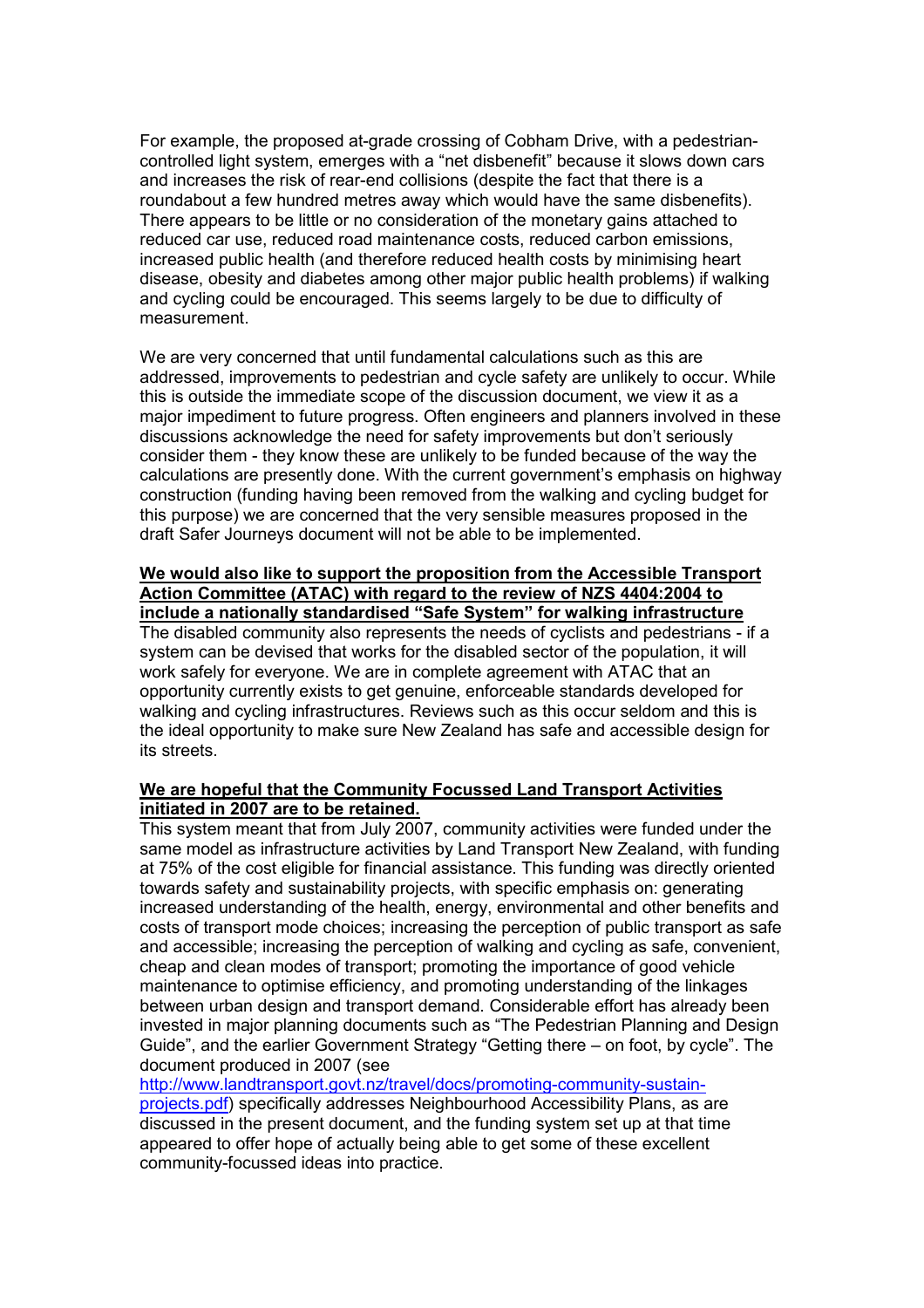For example, the proposed at-grade crossing of Cobham Drive, with a pedestrian-controlled light system, emerges with a "net disbenefit" because it slows down cars and increases the risk of rear-end collisions (despite the fact that there is a roundabout a few hundred metres away which would have the same disbenefits). There appears to be little or no consideration of the monetary gains attached to reduced car use, reduced road maintenance costs, reduced carbon emissions, increased public health (and therefore reduced health costs by minimising heart disease, obesity and diabetes among other major public health problems) if walking and cycling could be encouraged. This seems largely to be due to difficulty of measurement.

We are very concerned that until fundamental calculations such as this are addressed, improvements to pedestrian and cycle safety are unlikely to occur. While this is outside the immediate scope of the discussion document, we view it as a major impediment to future progress. Often engineers and planners involved in these discussions acknowledge the need for safety improvements but don't seriously consider them - they know these are unlikely to be funded because of the way the calculations are presently done. With the current government's emphasis on highway construction (funding having been removed from the walking and cycling budget for this purpose) we are concerned that the very sensible measures proposed in the draft Safer Journeys document will not be able to be implemented.

**We would also like to support the proposition from the Accessible Transport Action Committee (ATAC) with regard to the review of NZS 4404:2004 to include a nationally standardised "Safe System" for walking infrastructure**

The disabled community also represents the needs of cyclists and pedestrians - if a system can be devised that works for the disabled sector of the population, it will work safely for everyone. We are in complete agreement with ATAC that an opportunity currently exists to get genuine, enforceable standards developed for walking and cycling infrastructures. Reviews such as this occur seldom and this is the ideal opportunity to make sure New Zealand has safe and accessible design for its streets.

**We are hopeful that the Community Focussed Land Transport Activities initiated in 2007 are to be retained.**

This system meant that from July 2007, community activities were funded under the same model as infrastructure activities by Land Transport New Zealand, with funding at 75% of the cost eligible for financial assistance. This funding was directly oriented towards safety and sustainability projects, with specific emphasis on: generating increased understanding of the health, energy, environmental and other benefits and costs of transport mode choices; increasing the perception of public transport as safe and accessible; increasing the perception of walking and cycling as safe, convenient, cheap and clean modes of transport; promoting the importance of good vehicle maintenance to optimise efficiency, and promoting understanding of the linkages between urban design and transport demand. Considerable effort has already been invested in major planning documents such as "The Pedestrian Planning and Design Guide", and the earlier Government Strategy "Getting there – on foot, by cycle". The document produced in 2007 (see http://www.landtransport.govt.nz/travel/docs/promoting-community-sustain-projects.pdf) specifically addresses Neighbourhood Accessibility Plans, as are discussed in the present document, and the funding system set up at that time appeared to offer hope of actually being able to get some of these excellent community-focussed ideas into practice.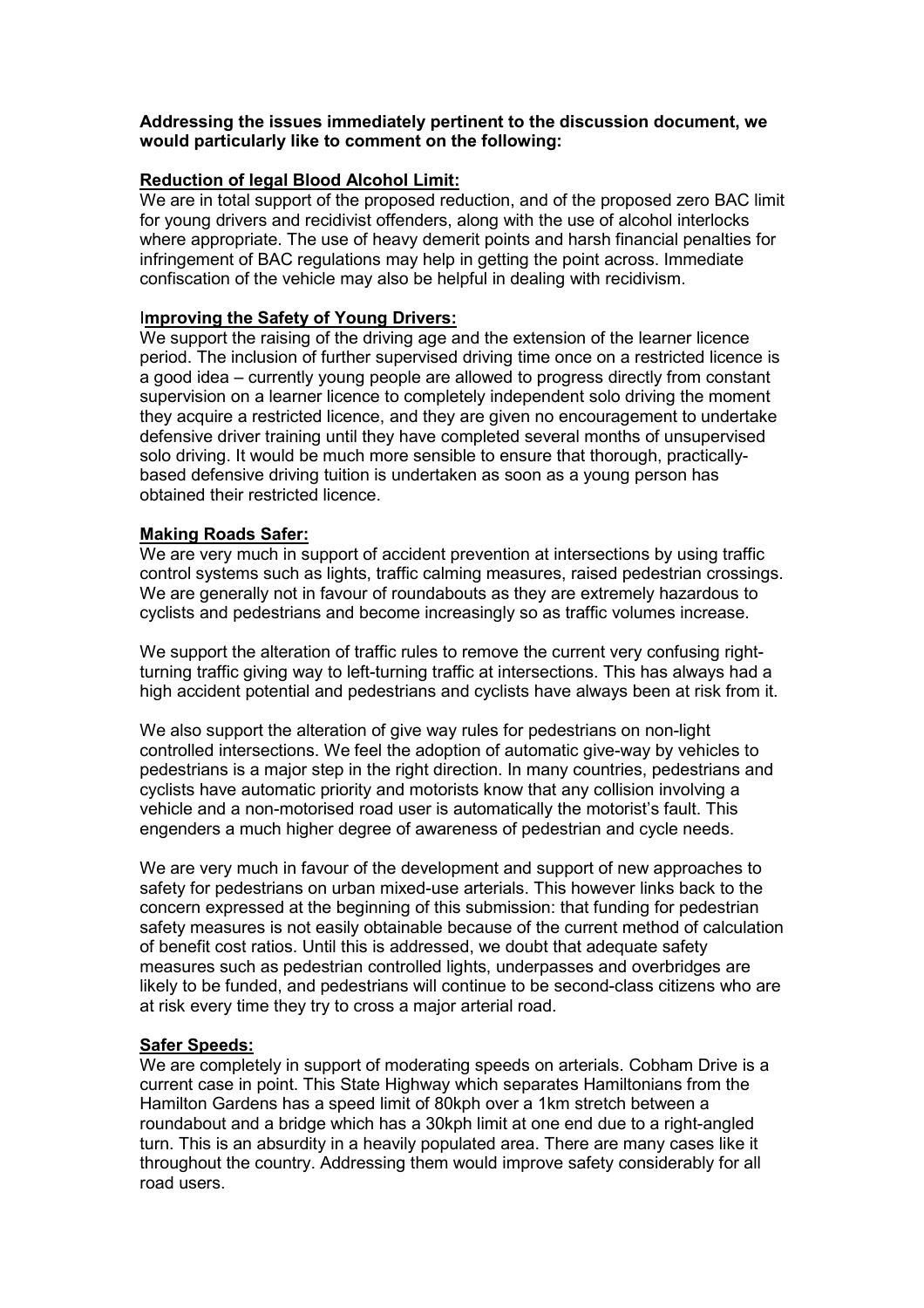**Addressing the issues immediately pertinent to the discussion document, we would particularly like to comment on the following:**

**Reduction of legal Blood Alcohol Limit:**

We are in total support of the proposed reduction, and of the proposed zero BAC limit for young drivers and recidivist offenders, along with the use of alcohol interlocks where appropriate. The use of heavy demerit points and harsh financial penalties for infringement of BAC regulations may help in getting the point across. Immediate confiscation of the vehicle may also be helpful in dealing with recidivism.

**Improving the Safety of Young Drivers:**

We support the raising of the driving age and the extension of the learner licence period. The inclusion of further supervised driving time once on a restricted licence is a good idea – currently young people are allowed to progress directly from constant supervision on a learner licence to completely independent solo driving the moment they acquire a restricted licence, and they are given no encouragement to undertake defensive driver training until they have completed several months of unsupervised solo driving. It would be much more sensible to ensure that thorough, practically-based defensive driving tuition is undertaken as soon as a young person has obtained their restricted licence.

**Making Roads Safer:**

We are very much in support of accident prevention at intersections by using traffic control systems such as lights, traffic calming measures, raised pedestrian crossings. We are generally not in favour of roundabouts as they are extremely hazardous to cyclists and pedestrians and become increasingly so as traffic volumes increase.

We support the alteration of traffic rules to remove the current very confusing right-turning traffic giving way to left-turning traffic at intersections. This has always had a high accident potential and pedestrians and cyclists have always been at risk from it.

We also support the alteration of give way rules for pedestrians on non-light controlled intersections. We feel the adoption of automatic give-way by vehicles to pedestrians is a major step in the right direction. In many countries, pedestrians and cyclists have automatic priority and motorists know that any collision involving a vehicle and a non-motorised road user is automatically the motorist's fault. This engenders a much higher degree of awareness of pedestrian and cycle needs.

We are very much in favour of the development and support of new approaches to safety for pedestrians on urban mixed-use arterials. This however links back to the concern expressed at the beginning of this submission: that funding for pedestrian safety measures is not easily obtainable because of the current method of calculation of benefit cost ratios. Until this is addressed, we doubt that adequate safety measures such as pedestrian controlled lights, underpasses and overbridges are likely to be funded, and pedestrians will continue to be second-class citizens who are at risk every time they try to cross a major arterial road.

**Safer Speeds:**

We are completely in support of moderating speeds on arterials. Cobham Drive is a current case in point. This State Highway which separates Hamiltonians from the Hamilton Gardens has a speed limit of 80kph over a 1km stretch between a roundabout and a bridge which has a 30kph limit at one end due to a right-angled turn. This is an absurdity in a heavily populated area. There are many cases like it throughout the country. Addressing them would improve safety considerably for all road users.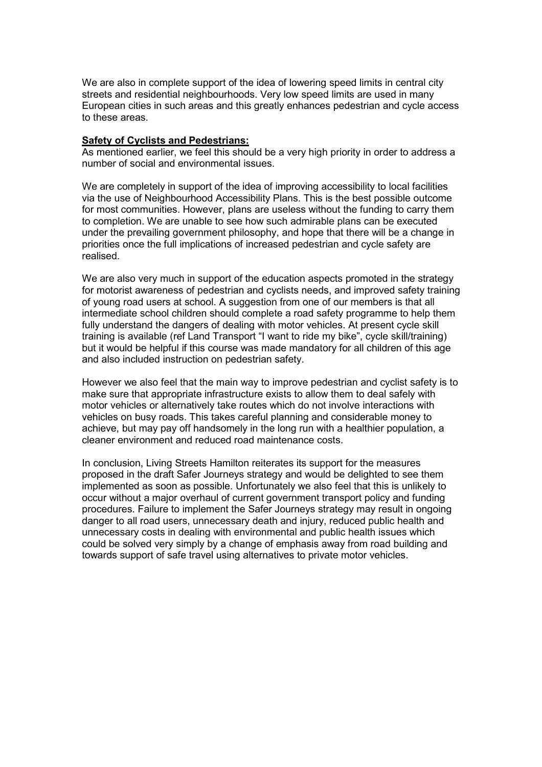We are also in complete support of the idea of lowering speed limits in central city streets and residential neighbourhoods. Very low speed limits are used in many European cities in such areas and this greatly enhances pedestrian and cycle access to these areas.

**Safety of Cyclists and Pedestrians:**

As mentioned earlier, we feel this should be a very high priority in order to address a number of social and environmental issues.

We are completely in support of the idea of improving accessibility to local facilities via the use of Neighbourhood Accessibility Plans. This is the best possible outcome for most communities. However, plans are useless without the funding to carry them to completion. We are unable to see how such admirable plans can be executed under the prevailing government philosophy, and hope that there will be a change in priorities once the full implications of increased pedestrian and cycle safety are realised.

We are also very much in support of the education aspects promoted in the strategy for motorist awareness of pedestrian and cyclists needs, and improved safety training of young road users at school. A suggestion from one of our members is that all intermediate school children should complete a road safety programme to help them fully understand the dangers of dealing with motor vehicles. At present cycle skill training is available (ref Land Transport "I want to ride my bike", cycle skill/training) but it would be helpful if this course was made mandatory for all children of this age and also included instruction on pedestrian safety.

However we also feel that the main way to improve pedestrian and cyclist safety is to make sure that appropriate infrastructure exists to allow them to deal safely with motor vehicles or alternatively take routes which do not involve interactions with vehicles on busy roads. This takes careful planning and considerable money to achieve, but may pay off handsomely in the long run with a healthier population, a cleaner environment and reduced road maintenance costs.

In conclusion, Living Streets Hamilton reiterates its support for the measures proposed in the draft Safer Journeys strategy and would be delighted to see them implemented as soon as possible. Unfortunately we also feel that this is unlikely to occur without a major overhaul of current government transport policy and funding procedures. Failure to implement the Safer Journeys strategy may result in ongoing danger to all road users, unnecessary death and injury, reduced public health and unnecessary costs in dealing with environmental and public health issues which could be solved very simply by a change of emphasis away from road building and towards support of safe travel using alternatives to private motor vehicles.